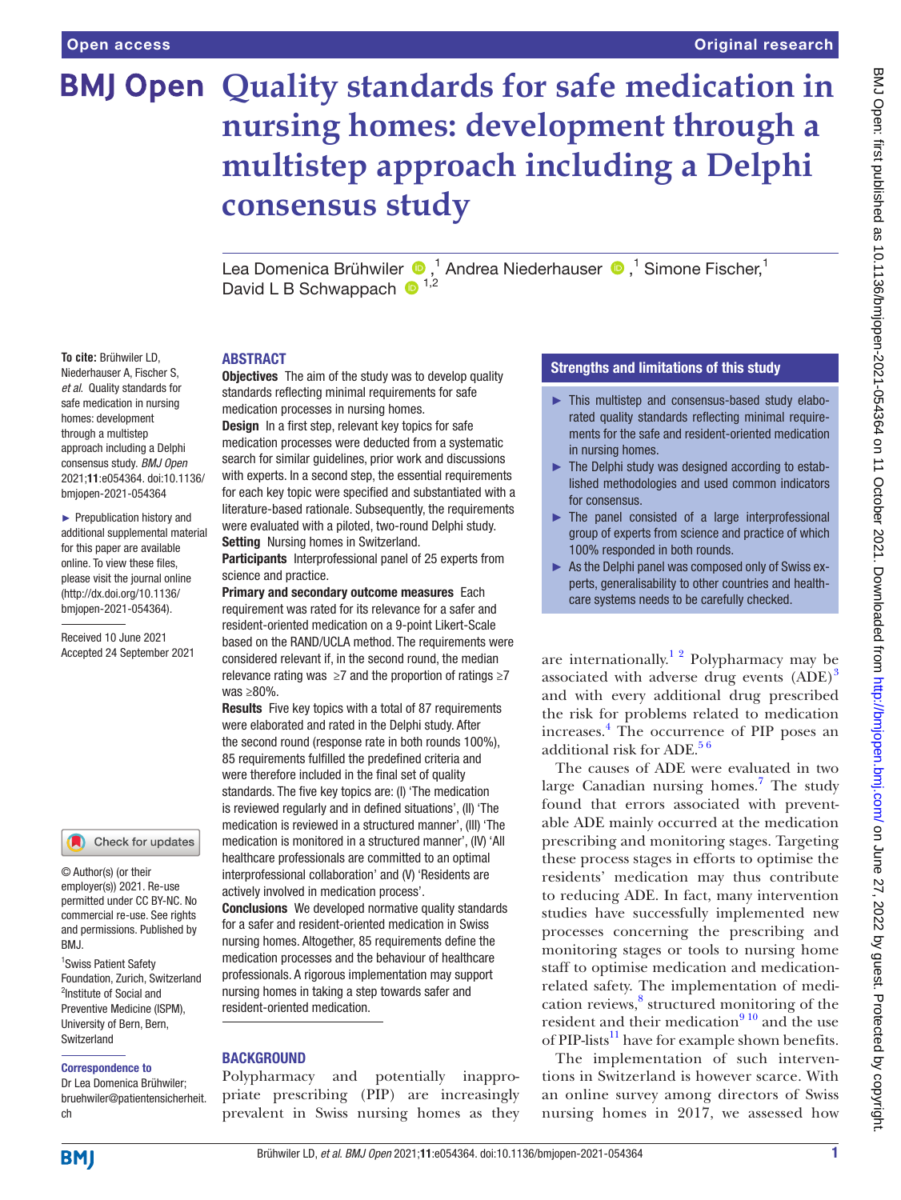# Quality standards for safe medication in nursing homes: development through a multistep approach including a Delphi consensus study

Lea Domenica Brühwiler [1], Andrea Niederhauser [1], Simone Fischer [1], David L B Schwappach [1,2]

**To cite:** Brühwiler LD, Niederhauser A, Fischer S, *et al*. Quality standards for safe medication in nursing homes: development through a multistep approach including a Delphi consensus study. *BMJ Open* 2021;**11**:e054364. doi:10.1136/bmjopen-2021-054364

► Prepublication history and additional supplemental material for this paper are available online. To view these files, please visit the journal online (http://dx.doi.org/10.1136/bmjopen-2021-054364).

Received 10 June 2021
Accepted 24 September 2021

© Author(s) (or their employer(s)) 2021. Re-use permitted under CC BY-NC. No commercial re-use. See rights and permissions. Published by BMJ.

[1] Swiss Patient Safety Foundation, Zurich, Switzerland
[2] Institute of Social and Preventive Medicine (ISPM), University of Bern, Bern, Switzerland

**Correspondence to**
Dr Lea Domenica Brühwiler; bruehwiler@patientensicherheit.ch

## ABSTRACT

**Objectives** The aim of the study was to develop quality standards reflecting minimal requirements for safe medication processes in nursing homes.

**Design** In a first step, relevant key topics for safe medication processes were deducted from a systematic search for similar guidelines, prior work and discussions with experts. In a second step, the essential requirements for each key topic were specified and substantiated with a literature-based rationale. Subsequently, the requirements were evaluated with a piloted, two-round Delphi study.

**Setting** Nursing homes in Switzerland.

**Participants** Interprofessional panel of 25 experts from science and practice.

**Primary and secondary outcome measures** Each requirement was rated for its relevance for a safer and resident-oriented medication on a 9-point Likert-Scale based on the RAND/UCLA method. The requirements were considered relevant if, in the second round, the median relevance rating was ≥7 and the proportion of ratings ≥7 was ≥80%.

**Results** Five key topics with a total of 87 requirements were elaborated and rated in the Delphi study. After the second round (response rate in both rounds 100%), 85 requirements fulfilled the predefined criteria and were therefore included in the final set of quality standards. The five key topics are: (I) 'The medication is reviewed regularly and in defined situations', (II) 'The medication is reviewed in a structured manner', (III) 'The medication is monitored in a structured manner', (IV) 'All healthcare professionals are committed to an optimal interprofessional collaboration' and (V) 'Residents are actively involved in medication process'.

**Conclusions** We developed normative quality standards for a safer and resident-oriented medication in Swiss nursing homes. Altogether, 85 requirements define the medication processes and the behaviour of healthcare professionals. A rigorous implementation may support nursing homes in taking a step towards safer and resident-oriented medication.

## Strengths and limitations of this study

- This multistep and consensus-based study elaborated quality standards reflecting minimal requirements for the safe and resident-oriented medication in nursing homes.
- The Delphi study was designed according to established methodologies and used common indicators for consensus.
- The panel consisted of a large interprofessional group of experts from science and practice of which 100% responded in both rounds.
- As the Delphi panel was composed only of Swiss experts, generalisability to other countries and healthcare systems needs to be carefully checked.

## BACKGROUND

Polypharmacy and potentially inappropriate prescribing (PIP) are increasingly prevalent in Swiss nursing homes as they are internationally.[1 2] Polypharmacy may be associated with adverse drug events (ADE)[3] and with every additional drug prescribed the risk for problems related to medication increases.[4] The occurrence of PIP poses an additional risk for ADE.[5 6]

The causes of ADE were evaluated in two large Canadian nursing homes.[7] The study found that errors associated with preventable ADE mainly occurred at the medication prescribing and monitoring stages. Targeting these process stages in efforts to optimise the residents' medication may thus contribute to reducing ADE. In fact, many intervention studies have successfully implemented new processes concerning the prescribing and monitoring stages or tools to nursing home staff to optimise medication and medication-related safety. The implementation of medication reviews,[8] structured monitoring of the resident and their medication[9 10] and the use of PIP-lists[11] have for example shown benefits.

The implementation of such interventions in Switzerland is however scarce. With an online survey among directors of Swiss nursing homes in 2017, we assessed how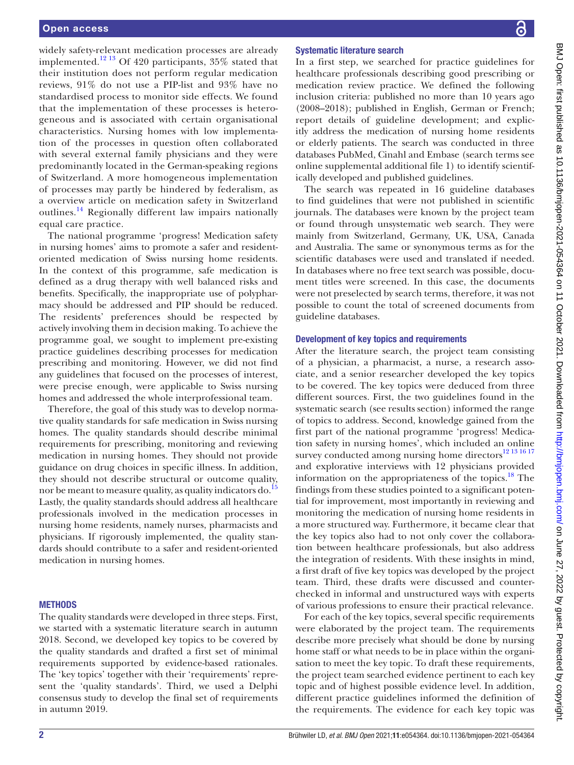widely safety-relevant medication processes are already implemented.[12 13] Of 420 participants, 35% stated that their institution does not perform regular medication reviews, 91% do not use a PIP-list and 93% have no standardised process to monitor side effects. We found that the implementation of these processes is heterogeneous and is associated with certain organisational characteristics. Nursing homes with low implementation of the processes in question often collaborated with several external family physicians and they were predominantly located in the German-speaking regions of Switzerland. A more homogeneous implementation of processes may partly be hindered by federalism, as a overview article on medication safety in Switzerland outlines.[14] Regionally different law impairs nationally equal care practice.

The national programme 'progress! Medication safety in nursing homes' aims to promote a safer and resident-oriented medication of Swiss nursing home residents. In the context of this programme, safe medication is defined as a drug therapy with well balanced risks and benefits. Specifically, the inappropriate use of polypharmacy should be addressed and PIP should be reduced. The residents' preferences should be respected by actively involving them in decision making. To achieve the programme goal, we sought to implement pre-existing practice guidelines describing processes for medication prescribing and monitoring. However, we did not find any guidelines that focused on the processes of interest, were precise enough, were applicable to Swiss nursing homes and addressed the whole interprofessional team.

Therefore, the goal of this study was to develop normative quality standards for safe medication in Swiss nursing homes. The quality standards should describe minimal requirements for prescribing, monitoring and reviewing medication in nursing homes. They should not provide guidance on drug choices in specific illness. In addition, they should not describe structural or outcome quality, nor be meant to measure quality, as quality indicators do.[15] Lastly, the quality standards should address all healthcare professionals involved in the medication processes in nursing home residents, namely nurses, pharmacists and physicians. If rigorously implemented, the quality standards should contribute to a safer and resident-oriented medication in nursing homes.

## METHODS

The quality standards were developed in three steps. First, we started with a systematic literature search in autumn 2018. Second, we developed key topics to be covered by the quality standards and drafted a first set of minimal requirements supported by evidence-based rationales. The 'key topics' together with their 'requirements' represent the 'quality standards'. Third, we used a Delphi consensus study to develop the final set of requirements in autumn 2019.

### Systematic literature search

In a first step, we searched for practice guidelines for healthcare professionals describing good prescribing or medication review practice. We defined the following inclusion criteria: published no more than 10 years ago (2008–2018); published in English, German or French; report details of guideline development; and explicitly address the medication of nursing home residents or elderly patients. The search was conducted in three databases PubMed, Cinahl and Embase (search terms see online supplemental additional file 1) to identify scientifically developed and published guidelines.

The search was repeated in 16 guideline databases to find guidelines that were not published in scientific journals. The databases were known by the project team or found through unsystematic web search. They were mainly from Switzerland, Germany, UK, USA, Canada and Australia. The same or synonymous terms as for the scientific databases were used and translated if needed. In databases where no free text search was possible, document titles were screened. In this case, the documents were not preselected by search terms, therefore, it was not possible to count the total of screened documents from guideline databases.

### Development of key topics and requirements

After the literature search, the project team consisting of a physician, a pharmacist, a nurse, a research associate, and a senior researcher developed the key topics to be covered. The key topics were deduced from three different sources. First, the two guidelines found in the systematic search (see results section) informed the range of topics to address. Second, knowledge gained from the first part of the national programme 'progress! Medication safety in nursing homes', which included an online survey conducted among nursing home directors[12 13 16 17] and explorative interviews with 12 physicians provided information on the appropriateness of the topics.[18] The findings from these studies pointed to a significant potential for improvement, most importantly in reviewing and monitoring the medication of nursing home residents in a more structured way. Furthermore, it became clear that the key topics also had to not only cover the collaboration between healthcare professionals, but also address the integration of residents. With these insights in mind, a first draft of five key topics was developed by the project team. Third, these drafts were discussed and counterchecked in informal and unstructured ways with experts of various professions to ensure their practical relevance.

For each of the key topics, several specific requirements were elaborated by the project team. The requirements describe more precisely what should be done by nursing home staff or what needs to be in place within the organisation to meet the key topic. To draft these requirements, the project team searched evidence pertinent to each key topic and of highest possible evidence level. In addition, different practice guidelines informed the definition of the requirements. The evidence for each key topic was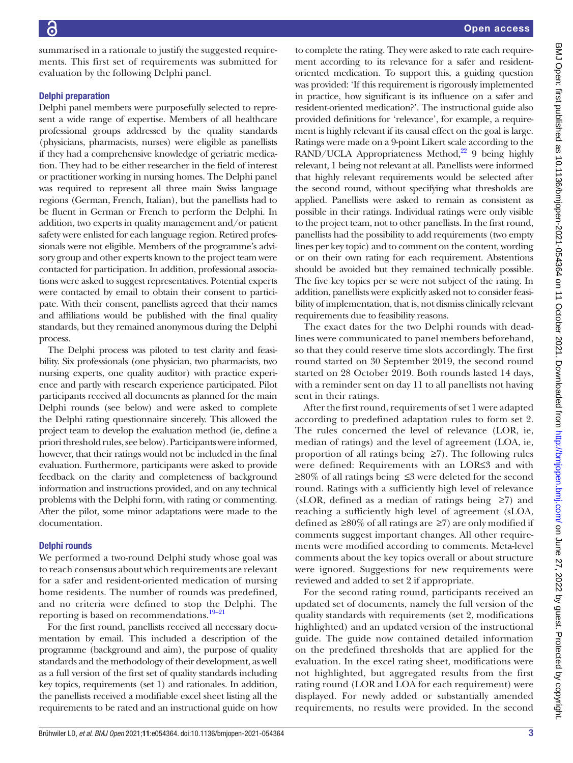summarised in a rationale to justify the suggested requirements. This first set of requirements was submitted for evaluation by the following Delphi panel.

### Delphi preparation

Delphi panel members were purposefully selected to represent a wide range of expertise. Members of all healthcare professional groups addressed by the quality standards (physicians, pharmacists, nurses) were eligible as panellists if they had a comprehensive knowledge of geriatric medication. They had to be either researcher in the field of interest or practitioner working in nursing homes. The Delphi panel was required to represent all three main Swiss language regions (German, French, Italian), but the panellists had to be fluent in German or French to perform the Delphi. In addition, two experts in quality management and/or patient safety were enlisted for each language region. Retired professionals were not eligible. Members of the programme's advisory group and other experts known to the project team were contacted for participation. In addition, professional associations were asked to suggest representatives. Potential experts were contacted by email to obtain their consent to participate. With their consent, panellists agreed that their names and affiliations would be published with the final quality standards, but they remained anonymous during the Delphi process.

The Delphi process was piloted to test clarity and feasibility. Six professionals (one physician, two pharmacists, two nursing experts, one quality auditor) with practice experience and partly with research experience participated. Pilot participants received all documents as planned for the main Delphi rounds (see below) and were asked to complete the Delphi rating questionnaire sincerely. This allowed the project team to develop the evaluation method (ie, define a priori threshold rules, see below). Participants were informed, however, that their ratings would not be included in the final evaluation. Furthermore, participants were asked to provide feedback on the clarity and completeness of background information and instructions provided, and on any technical problems with the Delphi form, with rating or commenting. After the pilot, some minor adaptations were made to the documentation.

### Delphi rounds

We performed a two-round Delphi study whose goal was to reach consensus about which requirements are relevant for a safer and resident-oriented medication of nursing home residents. The number of rounds was predefined, and no criteria were defined to stop the Delphi. The reporting is based on recommendations.[19–21]

For the first round, panellists received all necessary documentation by email. This included a description of the programme (background and aim), the purpose of quality standards and the methodology of their development, as well as a full version of the first set of quality standards including key topics, requirements (set 1) and rationales. In addition, the panellists received a modifiable excel sheet listing all the requirements to be rated and an instructional guide on how to complete the rating. They were asked to rate each requirement according to its relevance for a safer and resident-oriented medication. To support this, a guiding question was provided: 'If this requirement is rigorously implemented in practice, how significant is its influence on a safer and resident-oriented medication?'. The instructional guide also provided definitions for 'relevance', for example, a requirement is highly relevant if its causal effect on the goal is large. Ratings were made on a 9-point Likert scale according to the RAND/UCLA Appropriateness Method,[22] 9 being highly relevant, 1 being not relevant at all. Panellists were informed that highly relevant requirements would be selected after the second round, without specifying what thresholds are applied. Panellists were asked to remain as consistent as possible in their ratings. Individual ratings were only visible to the project team, not to other panellists. In the first round, panellists had the possibility to add requirements (two empty lines per key topic) and to comment on the content, wording or on their own rating for each requirement. Abstentions should be avoided but they remained technically possible. The five key topics per se were not subject of the rating. In addition, panellists were explicitly asked not to consider feasibility of implementation, that is, not dismiss clinically relevant requirements due to feasibility reasons.

The exact dates for the two Delphi rounds with deadlines were communicated to panel members beforehand, so that they could reserve time slots accordingly. The first round started on 30 September 2019, the second round started on 28 October 2019. Both rounds lasted 14 days, with a reminder sent on day 11 to all panellists not having sent in their ratings.

After the first round, requirements of set 1 were adapted according to predefined adaptation rules to form set 2. The rules concerned the level of relevance (LOR, ie, median of ratings) and the level of agreement (LOA, ie, proportion of all ratings being ≥7). The following rules were defined: Requirements with an LOR≤3 and with ≥80% of all ratings being ≤3 were deleted for the second round. Ratings with a sufficiently high level of relevance (sLOR, defined as a median of ratings being ≥7) and reaching a sufficiently high level of agreement (sLOA, defined as ≥80% of all ratings are ≥7) are only modified if comments suggest important changes. All other requirements were modified according to comments. Meta-level comments about the key topics overall or about structure were ignored. Suggestions for new requirements were reviewed and added to set 2 if appropriate.

For the second rating round, participants received an updated set of documents, namely the full version of the quality standards with requirements (set 2, modifications highlighted) and an updated version of the instructional guide. The guide now contained detailed information on the predefined thresholds that are applied for the evaluation. In the excel rating sheet, modifications were not highlighted, but aggregated results from the first rating round (LOR and LOA for each requirement) were displayed. For newly added or substantially amended requirements, no results were provided. In the second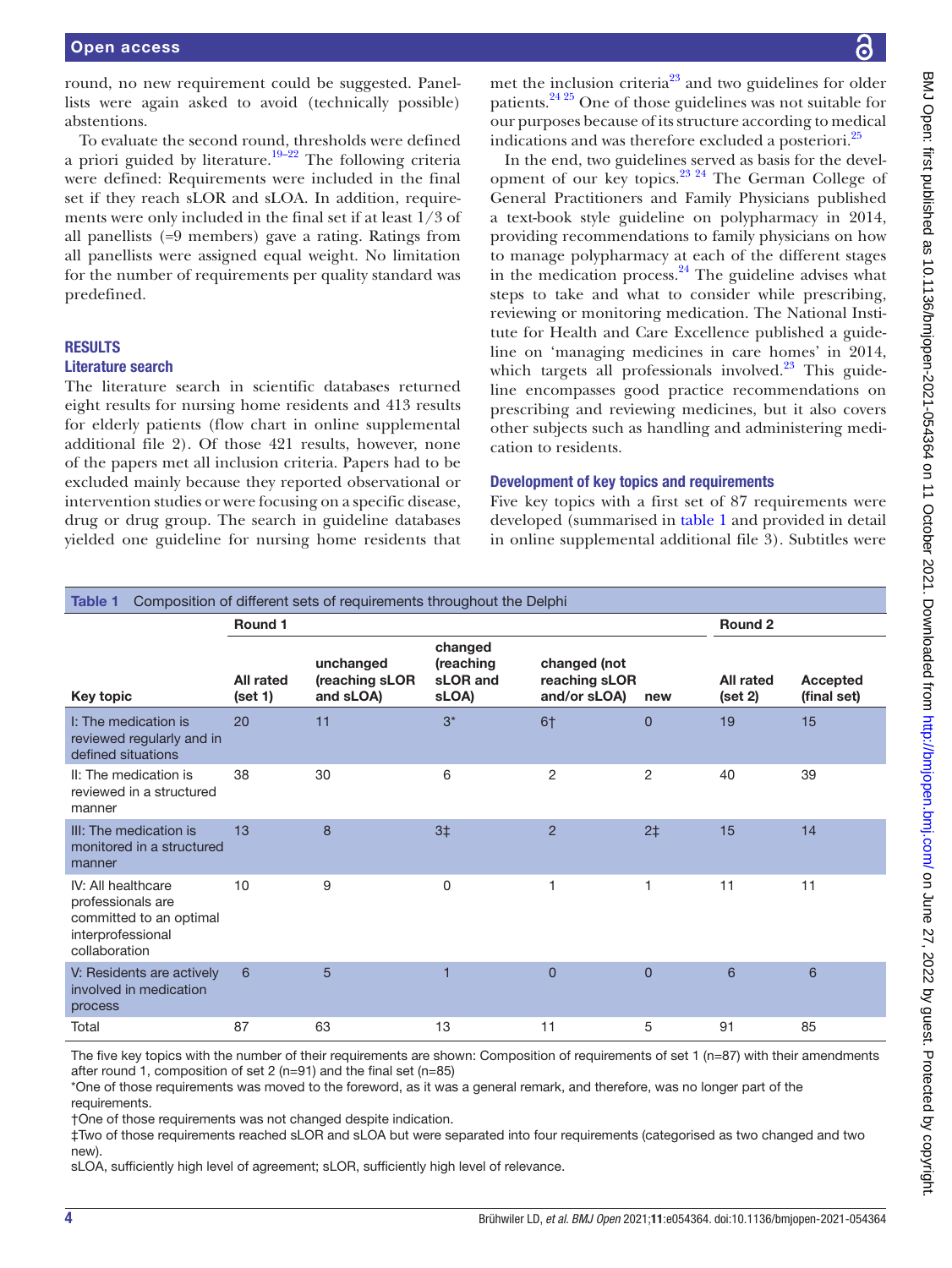round, no new requirement could be suggested. Panellists were again asked to avoid (technically possible) abstentions.

To evaluate the second round, thresholds were defined a priori guided by literature.[19–22] The following criteria were defined: Requirements were included in the final set if they reach sLOR and sLOA. In addition, requirements were only included in the final set if at least 1/3 of all panellists (=9 members) gave a rating. Ratings from all panellists were assigned equal weight. No limitation for the number of requirements per quality standard was predefined.

## RESULTS

### Literature search

The literature search in scientific databases returned eight results for nursing home residents and 413 results for elderly patients (flow chart in online supplemental additional file 2). Of those 421 results, however, none of the papers met all inclusion criteria. Papers had to be excluded mainly because they reported observational or intervention studies or were focusing on a specific disease, drug or drug group. The search in guideline databases yielded one guideline for nursing home residents that met the inclusion criteria[23] and two guidelines for older patients.[24 25] One of those guidelines was not suitable for our purposes because of its structure according to medical indications and was therefore excluded a posteriori.[25]

In the end, two guidelines served as basis for the development of our key topics.[23 24] The German College of General Practitioners and Family Physicians published a text-book style guideline on polypharmacy in 2014, providing recommendations to family physicians on how to manage polypharmacy at each of the different stages in the medication process.[24] The guideline advises what steps to take and what to consider while prescribing, reviewing or monitoring medication. The National Institute for Health and Care Excellence published a guideline on 'managing medicines in care homes' in 2014, which targets all professionals involved.[23] This guideline encompasses good practice recommendations on prescribing and reviewing medicines, but it also covers other subjects such as handling and administering medication to residents.

### Development of key topics and requirements

Five key topics with a first set of 87 requirements were developed (summarised in table 1 and provided in detail in online supplemental additional file 3). Subtitles were

Table 1 Composition of different sets of requirements throughout the Delphi

| Key topic | Round 1 | | | | | Round 2 | |
|---|---|---|---|---|---|---|---|
| | All rated (set 1) | unchanged (reaching sLOR and sLOA) | changed (reaching sLOR and sLOA) | changed (not reaching sLOR and/or sLOA) | new | All rated (set 2) | Accepted (final set) |
| I: The medication is reviewed regularly and in defined situations | 20 | 11 | 3* | 6† | 0 | 19 | 15 |
| II: The medication is reviewed in a structured manner | 38 | 30 | 6 | 2 | 2 | 40 | 39 |
| III: The medication is monitored in a structured manner | 13 | 8 | 3‡ | 2 | 2‡ | 15 | 14 |
| IV: All healthcare professionals are committed to an optimal interprofessional collaboration | 10 | 9 | 0 | 1 | 1 | 11 | 11 |
| V: Residents are actively involved in medication process | 6 | 5 | 1 | 0 | 0 | 6 | 6 |
| Total | 87 | 63 | 13 | 11 | 5 | 91 | 85 |

The five key topics with the number of their requirements are shown: Composition of requirements of set 1 (n=87) with their amendments after round 1, composition of set 2 (n=91) and the final set (n=85)

*One of those requirements was moved to the foreword, as it was a general remark, and therefore, was no longer part of the requirements.

†One of those requirements was not changed despite indication.

‡Two of those requirements reached sLOR and sLOA but were separated into four requirements (categorised as two changed and two new).

sLOA, sufficiently high level of agreement; sLOR, sufficiently high level of relevance.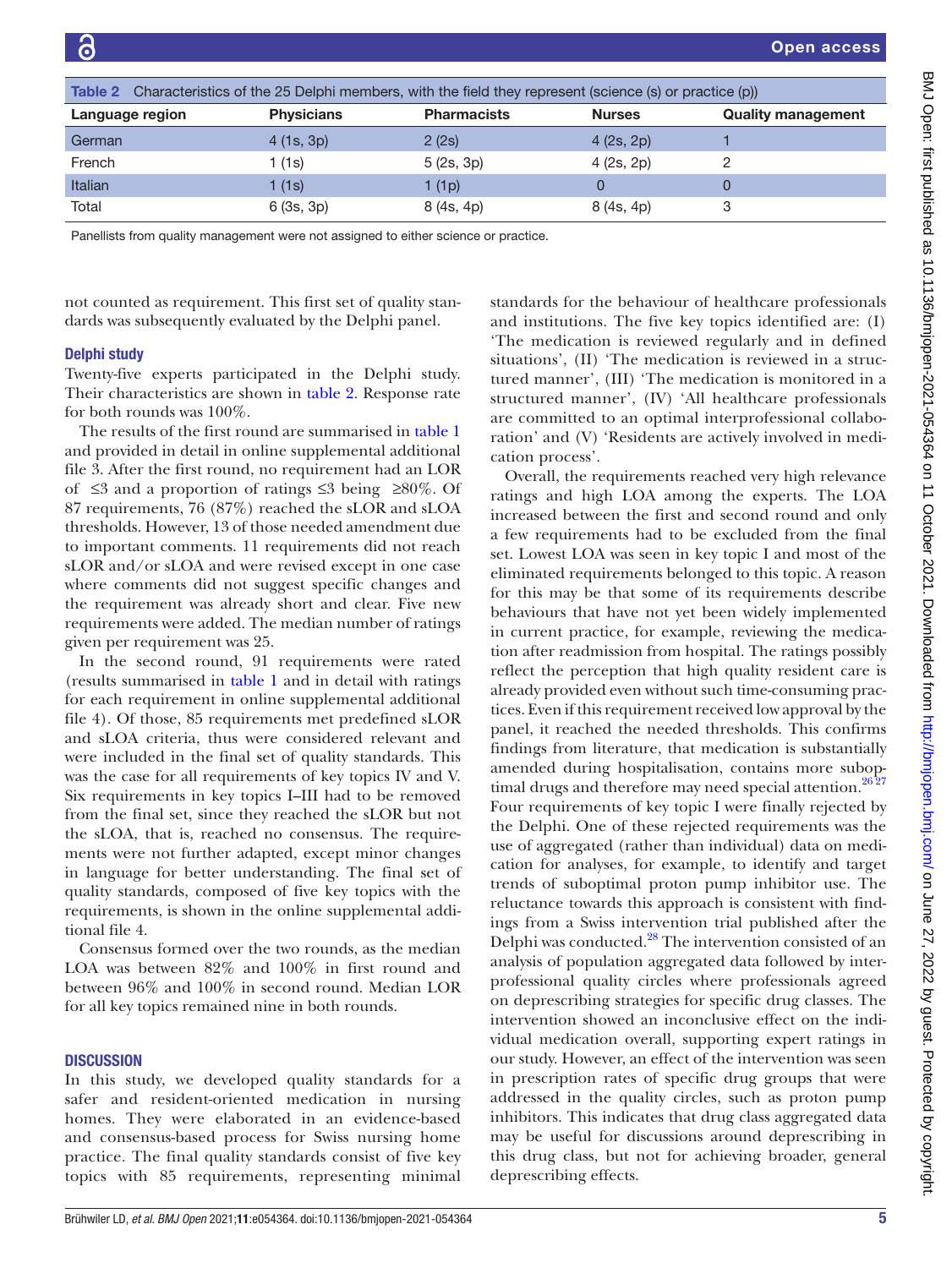Table 2 Characteristics of the 25 Delphi members, with the field they represent (science (s) or practice (p))

| Language region | Physicians | Pharmacists | Nurses | Quality management |
|---|---|---|---|---|
| German | 4 (1s, 3p) | 2 (2s) | 4 (2s, 2p) | 1 |
| French | 1 (1s) | 5 (2s, 3p) | 4 (2s, 2p) | 2 |
| Italian | 1 (1s) | 1 (1p) | 0 | 0 |
| Total | 6 (3s, 3p) | 8 (4s, 4p) | 8 (4s, 4p) | 3 |

Panellists from quality management were not assigned to either science or practice.

not counted as requirement. This first set of quality standards was subsequently evaluated by the Delphi panel.

### Delphi study

Twenty-five experts participated in the Delphi study. Their characteristics are shown in table 2. Response rate for both rounds was 100%.

The results of the first round are summarised in table 1 and provided in detail in online supplemental additional file 3. After the first round, no requirement had an LOR of ≤3 and a proportion of ratings ≤3 being ≥80%. Of 87 requirements, 76 (87%) reached the sLOR and sLOA thresholds. However, 13 of those needed amendment due to important comments. 11 requirements did not reach sLOR and/or sLOA and were revised except in one case where comments did not suggest specific changes and the requirement was already short and clear. Five new requirements were added. The median number of ratings given per requirement was 25.

In the second round, 91 requirements were rated (results summarised in table 1 and in detail with ratings for each requirement in online supplemental additional file 4). Of those, 85 requirements met predefined sLOR and sLOA criteria, thus were considered relevant and were included in the final set of quality standards. This was the case for all requirements of key topics IV and V. Six requirements in key topics I–III had to be removed from the final set, since they reached the sLOR but not the sLOA, that is, reached no consensus. The requirements were not further adapted, except minor changes in language for better understanding. The final set of quality standards, composed of five key topics with the requirements, is shown in the online supplemental additional file 4.

Consensus formed over the two rounds, as the median LOA was between 82% and 100% in first round and between 96% and 100% in second round. Median LOR for all key topics remained nine in both rounds.

## DISCUSSION

In this study, we developed quality standards for a safer and resident-oriented medication in nursing homes. They were elaborated in an evidence-based and consensus-based process for Swiss nursing home practice. The final quality standards consist of five key topics with 85 requirements, representing minimal standards for the behaviour of healthcare professionals and institutions. The five key topics identified are: (I) 'The medication is reviewed regularly and in defined situations', (II) 'The medication is reviewed in a structured manner', (III) 'The medication is monitored in a structured manner', (IV) 'All healthcare professionals are committed to an optimal interprofessional collaboration' and (V) 'Residents are actively involved in medication process'.

Overall, the requirements reached very high relevance ratings and high LOA among the experts. The LOA increased between the first and second round and only a few requirements had to be excluded from the final set. Lowest LOA was seen in key topic I and most of the eliminated requirements belonged to this topic. A reason for this may be that some of its requirements describe behaviours that have not yet been widely implemented in current practice, for example, reviewing the medication after readmission from hospital. The ratings possibly reflect the perception that high quality resident care is already provided even without such time-consuming practices. Even if this requirement received low approval by the panel, it reached the needed thresholds. This confirms findings from literature, that medication is substantially amended during hospitalisation, contains more suboptimal drugs and therefore may need special attention.[26 27] Four requirements of key topic I were finally rejected by the Delphi. One of these rejected requirements was the use of aggregated (rather than individual) data on medication for analyses, for example, to identify and target trends of suboptimal proton pump inhibitor use. The reluctance towards this approach is consistent with findings from a Swiss intervention trial published after the Delphi was conducted.[28] The intervention consisted of an analysis of population aggregated data followed by interprofessional quality circles where professionals agreed on deprescribing strategies for specific drug classes. The intervention showed an inconclusive effect on the individual medication overall, supporting expert ratings in our study. However, an effect of the intervention was seen in prescription rates of specific drug groups that were addressed in the quality circles, such as proton pump inhibitors. This indicates that drug class aggregated data may be useful for discussions around deprescribing in this drug class, but not for achieving broader, general deprescribing effects.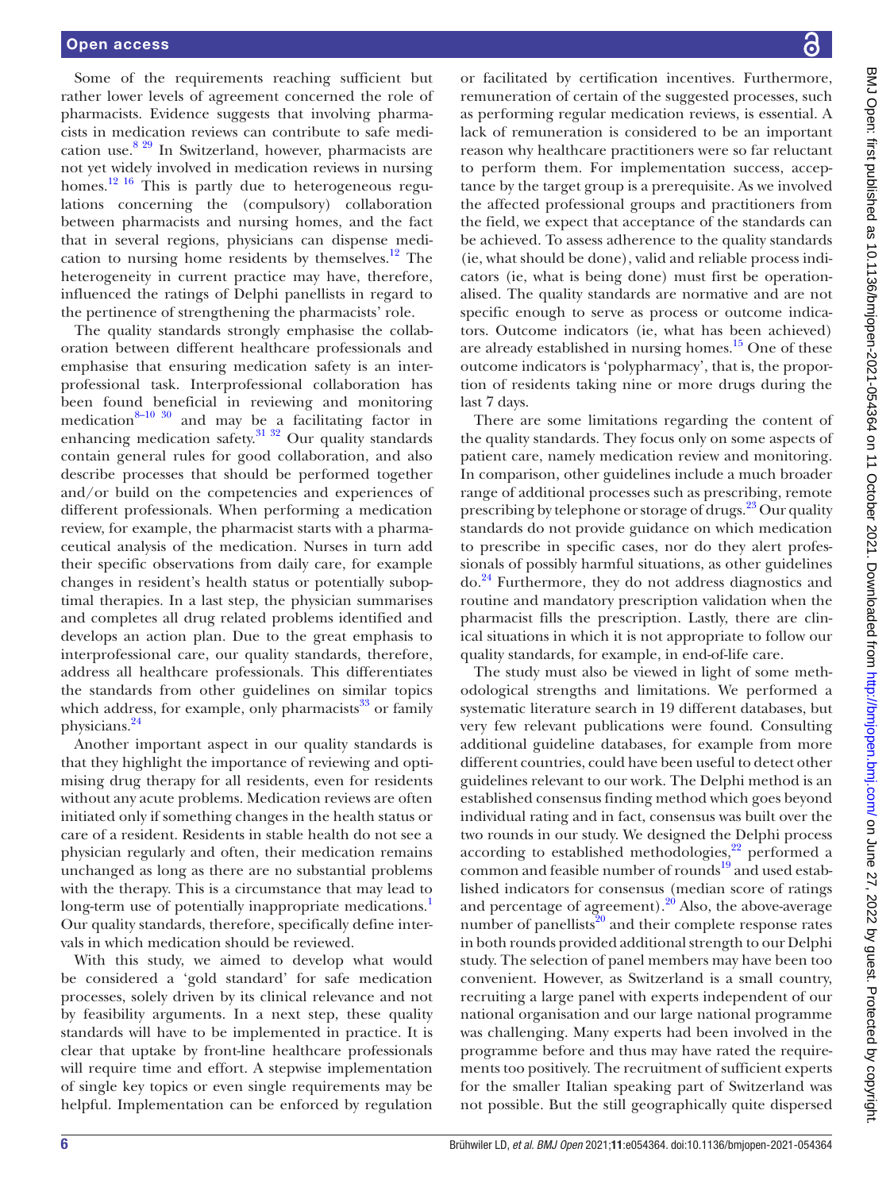Some of the requirements reaching sufficient but rather lower levels of agreement concerned the role of pharmacists. Evidence suggests that involving pharmacists in medication reviews can contribute to safe medication use.[8 29] In Switzerland, however, pharmacists are not yet widely involved in medication reviews in nursing homes.[12 16] This is partly due to heterogeneous regulations concerning the (compulsory) collaboration between pharmacists and nursing homes, and the fact that in several regions, physicians can dispense medication to nursing home residents by themselves.[12] The heterogeneity in current practice may have, therefore, influenced the ratings of Delphi panellists in regard to the pertinence of strengthening the pharmacists' role.

The quality standards strongly emphasise the collaboration between different healthcare professionals and emphasise that ensuring medication safety is an interprofessional task. Interprofessional collaboration has been found beneficial in reviewing and monitoring medication[8–10 30] and may be a facilitating factor in enhancing medication safety.[31 32] Our quality standards contain general rules for good collaboration, and also describe processes that should be performed together and/or build on the competencies and experiences of different professionals. When performing a medication review, for example, the pharmacist starts with a pharmaceutical analysis of the medication. Nurses in turn add their specific observations from daily care, for example changes in resident's health status or potentially suboptimal therapies. In a last step, the physician summarises and completes all drug related problems identified and develops an action plan. Due to the great emphasis to interprofessional care, our quality standards, therefore, address all healthcare professionals. This differentiates the standards from other guidelines on similar topics which address, for example, only pharmacists[33] or family physicians.[24]

Another important aspect in our quality standards is that they highlight the importance of reviewing and optimising drug therapy for all residents, even for residents without any acute problems. Medication reviews are often initiated only if something changes in the health status or care of a resident. Residents in stable health do not see a physician regularly and often, their medication remains unchanged as long as there are no substantial problems with the therapy. This is a circumstance that may lead to long-term use of potentially inappropriate medications.[1] Our quality standards, therefore, specifically define intervals in which medication should be reviewed.

With this study, we aimed to develop what would be considered a 'gold standard' for safe medication processes, solely driven by its clinical relevance and not by feasibility arguments. In a next step, these quality standards will have to be implemented in practice. It is clear that uptake by front-line healthcare professionals will require time and effort. A stepwise implementation of single key topics or even single requirements may be helpful. Implementation can be enforced by regulation or facilitated by certification incentives. Furthermore, remuneration of certain of the suggested processes, such as performing regular medication reviews, is essential. A lack of remuneration is considered to be an important reason why healthcare practitioners were so far reluctant to perform them. For implementation success, acceptance by the target group is a prerequisite. As we involved the affected professional groups and practitioners from the field, we expect that acceptance of the standards can be achieved. To assess adherence to the quality standards (ie, what should be done), valid and reliable process indicators (ie, what is being done) must first be operationalised. The quality standards are normative and are not specific enough to serve as process or outcome indicators. Outcome indicators (ie, what has been achieved) are already established in nursing homes.[15] One of these outcome indicators is 'polypharmacy', that is, the proportion of residents taking nine or more drugs during the last 7 days.

There are some limitations regarding the content of the quality standards. They focus only on some aspects of patient care, namely medication review and monitoring. In comparison, other guidelines include a much broader range of additional processes such as prescribing, remote prescribing by telephone or storage of drugs.[23] Our quality standards do not provide guidance on which medication to prescribe in specific cases, nor do they alert professionals of possibly harmful situations, as other guidelines do.[24] Furthermore, they do not address diagnostics and routine and mandatory prescription validation when the pharmacist fills the prescription. Lastly, there are clinical situations in which it is not appropriate to follow our quality standards, for example, in end-of-life care.

The study must also be viewed in light of some methodological strengths and limitations. We performed a systematic literature search in 19 different databases, but very few relevant publications were found. Consulting additional guideline databases, for example from more different countries, could have been useful to detect other guidelines relevant to our work. The Delphi method is an established consensus finding method which goes beyond individual rating and in fact, consensus was built over the two rounds in our study. We designed the Delphi process according to established methodologies,[22] performed a common and feasible number of rounds[19] and used established indicators for consensus (median score of ratings and percentage of agreement).[20] Also, the above-average number of panellists[20] and their complete response rates in both rounds provided additional strength to our Delphi study. The selection of panel members may have been too convenient. However, as Switzerland is a small country, recruiting a large panel with experts independent of our national organisation and our large national programme was challenging. Many experts had been involved in the programme before and thus may have rated the requirements too positively. The recruitment of sufficient experts for the smaller Italian speaking part of Switzerland was not possible. But the still geographically quite dispersed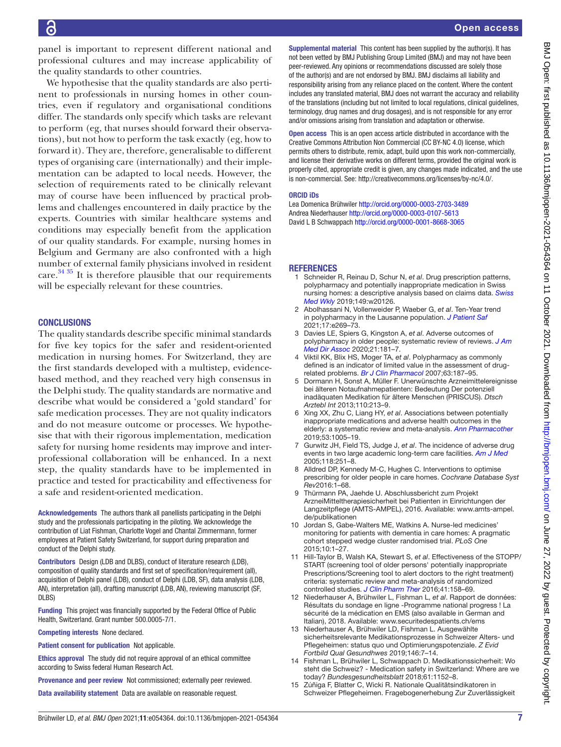panel is important to represent different national and professional cultures and may increase applicability of the quality standards to other countries.

We hypothesise that the quality standards are also pertinent to professionals in nursing homes in other countries, even if regulatory and organisational conditions differ. The standards only specify which tasks are relevant to perform (eg, that nurses should forward their observations), but not how to perform the task exactly (eg, how to forward it). They are, therefore, generalisable to different types of organising care (internationally) and their implementation can be adapted to local needs. However, the selection of requirements rated to be clinically relevant may of course have been influenced by practical problems and challenges encountered in daily practice by the experts. Countries with similar healthcare systems and conditions may especially benefit from the application of our quality standards. For example, nursing homes in Belgium and Germany are also confronted with a high number of external family physicians involved in resident care.[34 35] It is therefore plausible that our requirements will be especially relevant for these countries.

## CONCLUSIONS

The quality standards describe specific minimal standards for five key topics for the safer and resident-oriented medication in nursing homes. For Switzerland, they are the first standards developed with a multistep, evidence-based method, and they reached very high consensus in the Delphi study. The quality standards are normative and describe what would be considered a 'gold standard' for safe medication processes. They are not quality indicators and do not measure outcome or processes. We hypothesise that with their rigorous implementation, medication safety for nursing home residents may improve and interprofessional collaboration will be enhanced. In a next step, the quality standards have to be implemented in practice and tested for practicability and effectiveness for a safe and resident-oriented medication.

**Acknowledgements** The authors thank all panellists participating in the Delphi study and the professionals participating in the piloting. We acknowledge the contribution of Liat Fishman, Charlotte Vogel and Chantal Zimmermann, former employees at Patient Safety Switzerland, for support during preparation and conduct of the Delphi study.

**Contributors** Design (LDB and DLBS), conduct of literature research (LDB), composition of quality standards and first set of specification/requirement (all), acquisition of Delphi panel (LDB), conduct of Delphi (LDB, SF), data analysis (LDB, AN), interpretation (all), drafting manuscript (LDB, AN), reviewing manuscript (SF, DLBS)

**Funding** This project was financially supported by the Federal Office of Public Health, Switzerland. Grant number 500.0005-7/1.

**Competing interests** None declared.

**Patient consent for publication** Not applicable.

**Ethics approval** The study did not require approval of an ethical committee according to Swiss federal Human Research Act.

**Provenance and peer review** Not commissioned; externally peer reviewed.

**Data availability statement** Data are available on reasonable request.

**Supplemental material** This content has been supplied by the author(s). It has not been vetted by BMJ Publishing Group Limited (BMJ) and may not have been peer-reviewed. Any opinions or recommendations discussed are solely those of the author(s) and are not endorsed by BMJ. BMJ disclaims all liability and responsibility arising from any reliance placed on the content. Where the content includes any translated material, BMJ does not warrant the accuracy and reliability of the translations (including but not limited to local regulations, clinical guidelines, terminology, drug names and drug dosages), and is not responsible for any error and/or omissions arising from translation and adaptation or otherwise.

**Open access** This is an open access article distributed in accordance with the Creative Commons Attribution Non Commercial (CC BY-NC 4.0) license, which permits others to distribute, remix, adapt, build upon this work non-commercially, and license their derivative works on different terms, provided the original work is properly cited, appropriate credit is given, any changes made indicated, and the use is non-commercial. See: http://creativecommons.org/licenses/by-nc/4.0/.

### ORCID iDs

Lea Domenica Brühwiler http://orcid.org/0000-0003-2703-3489
Andrea Niederhauser http://orcid.org/0000-0003-0107-5613
David L B Schwappach http://orcid.org/0000-0001-8668-3065

## REFERENCES

1. Schneider R, Reinau D, Schur N, *et al*. Drug prescription patterns, polypharmacy and potentially inappropriate medication in Swiss nursing homes: a descriptive analysis based on claims data. *Swiss Med Wkly* 2019;149:w20126.
2. Abolhassani N, Vollenweider P, Waeber G, *et al*. Ten-Year trend in polypharmacy in the Lausanne population. *J Patient Saf* 2021;17:e269–73.
3. Davies LE, Spiers G, Kingston A, *et al*. Adverse outcomes of polypharmacy in older people: systematic review of reviews. *J Am Med Dir Assoc* 2020;21:181–7.
4. Viktil KK, Blix HS, Moger TA, *et al*. Polypharmacy as commonly defined is an indicator of limited value in the assessment of drug-related problems. *Br J Clin Pharmacol* 2007;63:187–95.
5. Dormann H, Sonst A, Müller F. Unerwünschte Arzneimittelereignisse bei älteren Notaufnahmepatienten: Bedeutung Der potenziell inadäquaten Medikation für ältere Menschen (PRISCUS). *Dtsch Arztebl Int* 2013;110:213–9.
6. Xing XX, Zhu C, Liang HY, *et al*. Associations between potentially inappropriate medications and adverse health outcomes in the elderly: a systematic review and meta-analysis. *Ann Pharmacother* 2019;53:1005–19.
7. Gurwitz JH, Field TS, Judge J, *et al*. The incidence of adverse drug events in two large academic long-term care facilities. *Am J Med* 2005;118:251–8.
8. Alldred DP, Kennedy M-C, Hughes C. Interventions to optimise prescribing for older people in care homes. *Cochrane Database Syst Rev*2016:1–68.
9. Thürmann PA, Jaehde U. Abschlussbericht zum Projekt ArzneiMitteltherapiesicherheit bei Patienten in Einrichtungen der Langzeitpflege (AMTS-AMPEL), 2016. Available: www.amts-ampel.de/publikationen
10. Jordan S, Gabe-Walters ME, Watkins A. Nurse-led medicines' monitoring for patients with dementia in care homes: A pragmatic cohort stepped wedge cluster randomised trial. *PLoS One* 2015;10:1–27.
11. Hill-Taylor B, Walsh KA, Stewart S, *et al*. Effectiveness of the STOPP/START (screening tool of older persons' potentially inappropriate Prescriptions/Screening tool to alert doctors to the right treatment) criteria: systematic review and meta-analysis of randomized controlled studies. *J Clin Pharm Ther* 2016;41:158–69.
12. Niederhauser A, Brühwiler L, Fishman L, *et al*. Rapport de données: Résultats du sondage en ligne -Programme national progress ! La sécurité de la médication en EMS (also available in German and Italian), 2018. Available: www.securitedespatients.ch/ems
13. Niederhauser A, Brühwiler LD, Fishman L. Ausgewählte sicherheitsrelevante Medikationsprozesse in Schweizer Alters- und Pflegeheimen: status quo und Optimierungspotenziale. *Z Evid Fortbild Qual Gesundhwes* 2019;146:7–14.
14. Fishman L, Brühwiler L, Schwappach D. Medikationssicherheit: Wo steht die Schweiz? - Medication safety in Switzerland: Where are we today? *Bundesgesundheitsblatt* 2018;61:1152–8.
15. Zúñiga F, Blatter C, Wicki R. Nationale Qualitätsindikatoren in Schweizer Pflegeheimen. Fragebogenerhebung Zur Zuverlässigkeit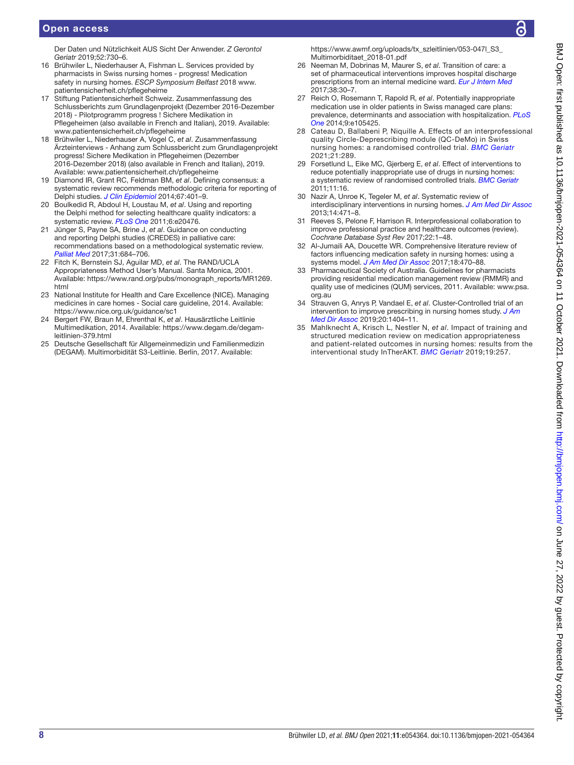Der Daten und Nützlichkeit AUS Sicht Der Anwender. *Z Gerontol Geriatr* 2019;52:730–6.

16. Brühwiler L, Niederhauser A, Fishman L. Services provided by pharmacists in Swiss nursing homes - progress! Medication safety in nursing homes. *ESCP Symposium Belfast* 2018 www.patientensicherheit.ch/pflegeheime
17. Stiftung Patientensicherheit Schweiz. Zusammenfassung des Schlussberichts zum Grundlagenprojekt (Dezember 2016-Dezember 2018) - Pilotprogramm progress ! Sichere Medikation in Pflegeheimen (also available in French and Italian), 2019. Available: www.patientensicherheit.ch/pflegeheime
18. Brühwiler L, Niederhauser A, Vogel C, *et al*. Zusammenfassung Ärzteinterviews - Anhang zum Schlussbericht zum Grundlagenprojekt progress! Sichere Medikation in Pflegeheimen (Dezember 2016-Dezember 2018) (also available in French and Italian), 2019. Available: www.patientensicherheit.ch/pflegeheime
19. Diamond IR, Grant RC, Feldman BM, *et al*. Defining consensus: a systematic review recommends methodologic criteria for reporting of Delphi studies. *J Clin Epidemiol* 2014;67:401–9.
20. Boulkedid R, Abdoul H, Loustau M, *et al*. Using and reporting the Delphi method for selecting healthcare quality indicators: a systematic review. *PLoS One* 2011;6:e20476.
21. Jünger S, Payne SA, Brine J, *et al*. Guidance on conducting and reporting Delphi studies (CREDES) in palliative care: recommendations based on a methodological systematic review. *Palliat Med* 2017;31:684–706.
22. Fitch K, Bernstein SJ, Aguilar MD, *et al*. The RAND/UCLA Appropriateness Method User's Manual. Santa Monica, 2001. Available: https://www.rand.org/pubs/monograph_reports/MR1269.html
23. National Institute for Health and Care Excellence (NICE). Managing medicines in care homes - Social care guideline, 2014. Available: https://www.nice.org.uk/guidance/sc1
24. Bergert FW, Braun M, Ehrenthal K, *et al*. Hausärztliche Leitlinie Multimedikation, 2014. Available: https://www.degam.de/degam-leitlinien-379.html
25. Deutsche Gesellschaft für Allgemeinmedizin und Familienmedizin (DEGAM). Multimorbidität S3-Leitlinie. Berlin, 2017. Available: https://www.awmf.org/uploads/tx_szleitlinien/053-047l_S3_Multimorbiditaet_2018-01.pdf
26. Neeman M, Dobrinas M, Maurer S, *et al*. Transition of care: a set of pharmaceutical interventions improves hospital discharge prescriptions from an internal medicine ward. *Eur J Intern Med* 2017;38:30–7.
27. Reich O, Rosemann T, Rapold R, *et al*. Potentially inappropriate medication use in older patients in Swiss managed care plans: prevalence, determinants and association with hospitalization. *PLoS One* 2014;9:e105425.
28. Cateau D, Ballabeni P, Niquille A. Effects of an interprofessional quality Circle-Deprescribing module (QC-DeMo) in Swiss nursing homes: a randomised controlled trial. *BMC Geriatr* 2021;21:289.
29. Forsetlund L, Eike MC, Gjerberg E, *et al*. Effect of interventions to reduce potentially inappropriate use of drugs in nursing homes: a systematic review of randomised controlled trials. *BMC Geriatr* 2011;11:16.
30. Nazir A, Unroe K, Tegeler M, *et al*. Systematic review of interdisciplinary interventions in nursing homes. *J Am Med Dir Assoc* 2013;14:471–8.
31. Reeves S, Pelone F, Harrison R. Interprofessional collaboration to improve professional practice and healthcare outcomes (review). *Cochrane Database Syst Rev* 2017;22:1–48.
32. Al-Jumaili AA, Doucette WR. Comprehensive literature review of factors influencing medication safety in nursing homes: using a systems model. *J Am Med Dir Assoc* 2017;18:470–88.
33. Pharmaceutical Society of Australia. Guidelines for pharmacists providing residential medication management review (RMMR) and quality use of medicines (QUM) services, 2011. Available: www.psa.org.au
34. Strauven G, Anrys P, Vandael E, *et al*. Cluster-Controlled trial of an intervention to improve prescribing in nursing homes study. *J Am Med Dir Assoc* 2019;20:1404–11.
35. Mahlknecht A, Krisch L, Nestler N, *et al*. Impact of training and structured medication review on medication appropriateness and patient-related outcomes in nursing homes: results from the interventional study InTherAKT. *BMC Geriatr* 2019;19:257.